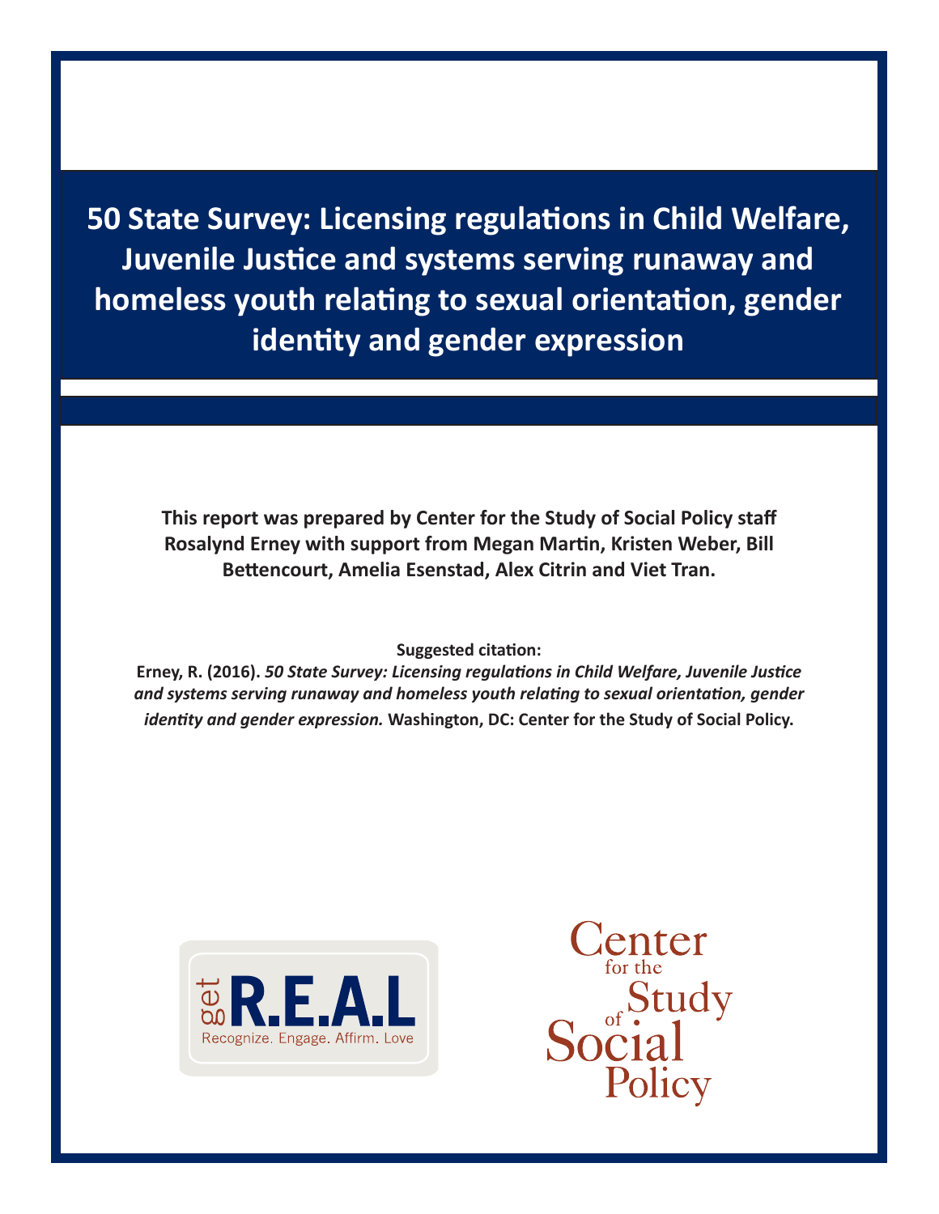# 50 State Survey: Licensing regulations in Child Welfare, Juvenile Justice and systems serving runaway and homeless youth relating to sexual orientation, gender identity and gender expression

**This report was prepared by Center for the Study of Social Policy staff Rosalynd Erney with support from Megan Martin, Kristen Weber, Bill Bettencourt, Amelia Esenstad, Alex Citrin and Viet Tran.**

**Suggested citation:**

**Erney, R. (2016).** ***50 State Survey: Licensing regulations in Child Welfare, Juvenile Justice and systems serving runaway and homeless youth relating to sexual orientation, gender identity and gender expression.*** **Washington, DC: Center for the Study of Social Policy.**

get R.E.A.L
Recognize. Engage. Affirm. Love

Center for the Study of Social Policy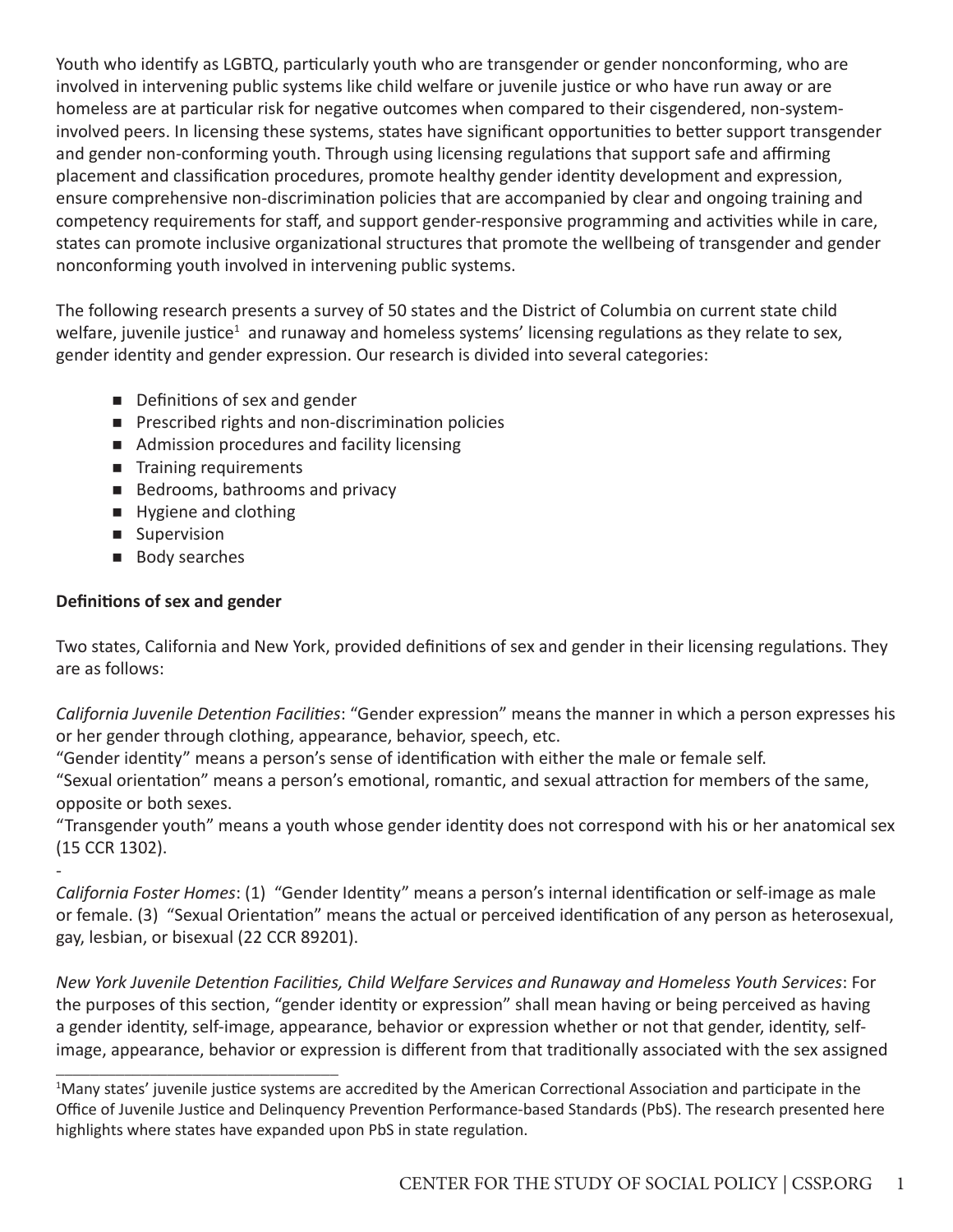Youth who identify as LGBTQ, particularly youth who are transgender or gender nonconforming, who are involved in intervening public systems like child welfare or juvenile justice or who have run away or are homeless are at particular risk for negative outcomes when compared to their cisgendered, non-system-involved peers. In licensing these systems, states have significant opportunities to better support transgender and gender non-conforming youth. Through using licensing regulations that support safe and affirming placement and classification procedures, promote healthy gender identity development and expression, ensure comprehensive non-discrimination policies that are accompanied by clear and ongoing training and competency requirements for staff, and support gender-responsive programming and activities while in care, states can promote inclusive organizational structures that promote the wellbeing of transgender and gender nonconforming youth involved in intervening public systems.

The following research presents a survey of 50 states and the District of Columbia on current state child welfare, juvenile justice[1] and runaway and homeless systems' licensing regulations as they relate to sex, gender identity and gender expression. Our research is divided into several categories:

- Definitions of sex and gender
- Prescribed rights and non-discrimination policies
- Admission procedures and facility licensing
- Training requirements
- Bedrooms, bathrooms and privacy
- Hygiene and clothing
- Supervision
- Body searches

**Definitions of sex and gender**

Two states, California and New York, provided definitions of sex and gender in their licensing regulations. They are as follows:

*California Juvenile Detention Facilities*: "Gender expression" means the manner in which a person expresses his or her gender through clothing, appearance, behavior, speech, etc.
"Gender identity" means a person's sense of identification with either the male or female self.
"Sexual orientation" means a person's emotional, romantic, and sexual attraction for members of the same, opposite or both sexes.
"Transgender youth" means a youth whose gender identity does not correspond with his or her anatomical sex (15 CCR 1302).

-

*California Foster Homes*: (1) "Gender Identity" means a person's internal identification or self-image as male or female. (3) "Sexual Orientation" means the actual or perceived identification of any person as heterosexual, gay, lesbian, or bisexual (22 CCR 89201).

*New York Juvenile Detention Facilities, Child Welfare Services and Runaway and Homeless Youth Services*: For the purposes of this section, "gender identity or expression" shall mean having or being perceived as having a gender identity, self-image, appearance, behavior or expression whether or not that gender, identity, self-image, appearance, behavior or expression is different from that traditionally associated with the sex assigned

---

[1]Many states' juvenile justice systems are accredited by the American Correctional Association and participate in the Office of Juvenile Justice and Delinquency Prevention Performance-based Standards (PbS). The research presented here highlights where states have expanded upon PbS in state regulation.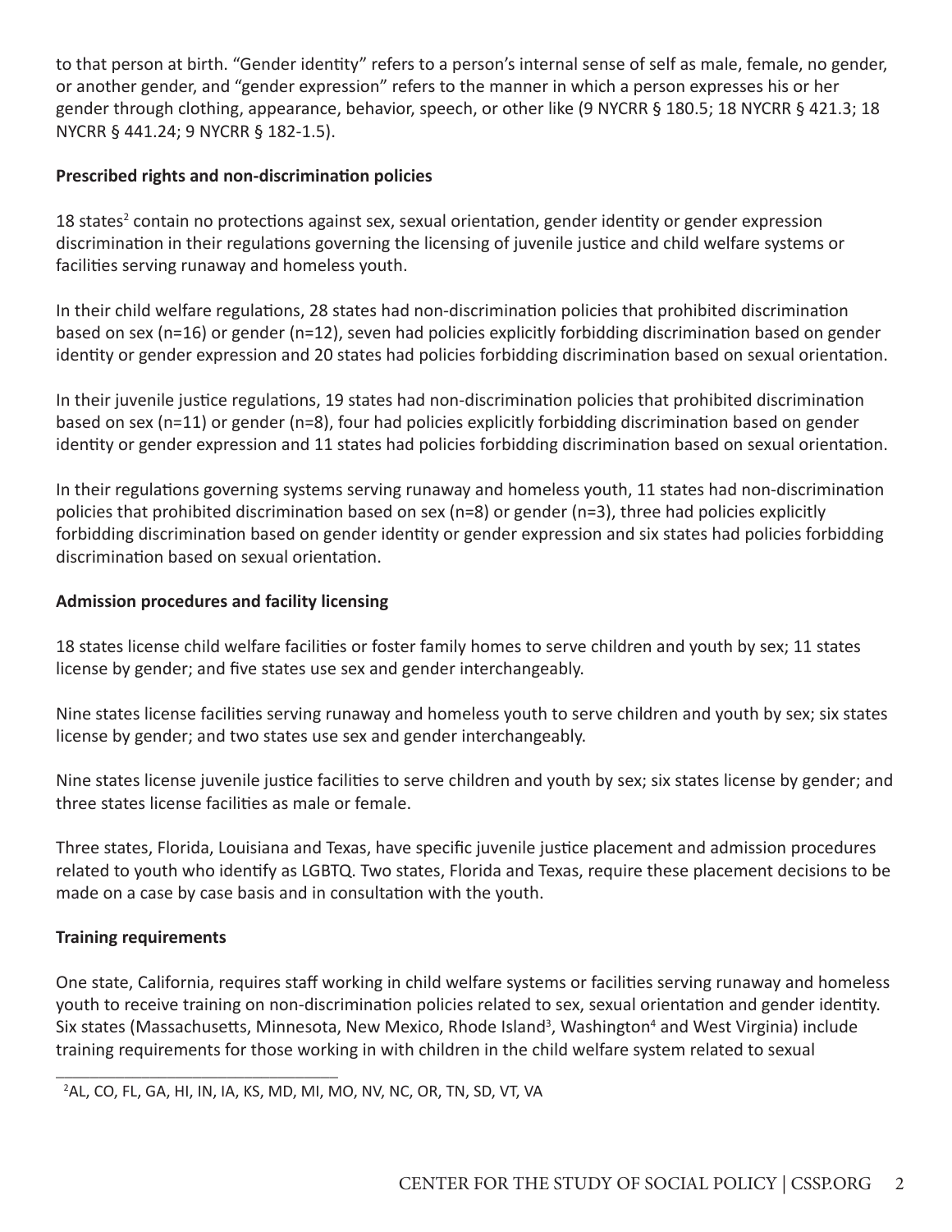to that person at birth. "Gender identity" refers to a person's internal sense of self as male, female, no gender, or another gender, and "gender expression" refers to the manner in which a person expresses his or her gender through clothing, appearance, behavior, speech, or other like (9 NYCRR § 180.5; 18 NYCRR § 421.3; 18 NYCRR § 441.24; 9 NYCRR § 182-1.5).

**Prescribed rights and non-discrimination policies**

18 states[2] contain no protections against sex, sexual orientation, gender identity or gender expression discrimination in their regulations governing the licensing of juvenile justice and child welfare systems or facilities serving runaway and homeless youth.

In their child welfare regulations, 28 states had non-discrimination policies that prohibited discrimination based on sex (n=16) or gender (n=12), seven had policies explicitly forbidding discrimination based on gender identity or gender expression and 20 states had policies forbidding discrimination based on sexual orientation.

In their juvenile justice regulations, 19 states had non-discrimination policies that prohibited discrimination based on sex (n=11) or gender (n=8), four had policies explicitly forbidding discrimination based on gender identity or gender expression and 11 states had policies forbidding discrimination based on sexual orientation.

In their regulations governing systems serving runaway and homeless youth, 11 states had non-discrimination policies that prohibited discrimination based on sex (n=8) or gender (n=3), three had policies explicitly forbidding discrimination based on gender identity or gender expression and six states had policies forbidding discrimination based on sexual orientation.

**Admission procedures and facility licensing**

18 states license child welfare facilities or foster family homes to serve children and youth by sex; 11 states license by gender; and five states use sex and gender interchangeably.

Nine states license facilities serving runaway and homeless youth to serve children and youth by sex; six states license by gender; and two states use sex and gender interchangeably.

Nine states license juvenile justice facilities to serve children and youth by sex; six states license by gender; and three states license facilities as male or female.

Three states, Florida, Louisiana and Texas, have specific juvenile justice placement and admission procedures related to youth who identify as LGBTQ. Two states, Florida and Texas, require these placement decisions to be made on a case by case basis and in consultation with the youth.

**Training requirements**

One state, California, requires staff working in child welfare systems or facilities serving runaway and homeless youth to receive training on non-discrimination policies related to sex, sexual orientation and gender identity. Six states (Massachusetts, Minnesota, New Mexico, Rhode Island[3], Washington[4] and West Virginia) include training requirements for those working in with children in the child welfare system related to sexual

---

[2]AL, CO, FL, GA, HI, IN, IA, KS, MD, MI, MO, NV, NC, OR, TN, SD, VT, VA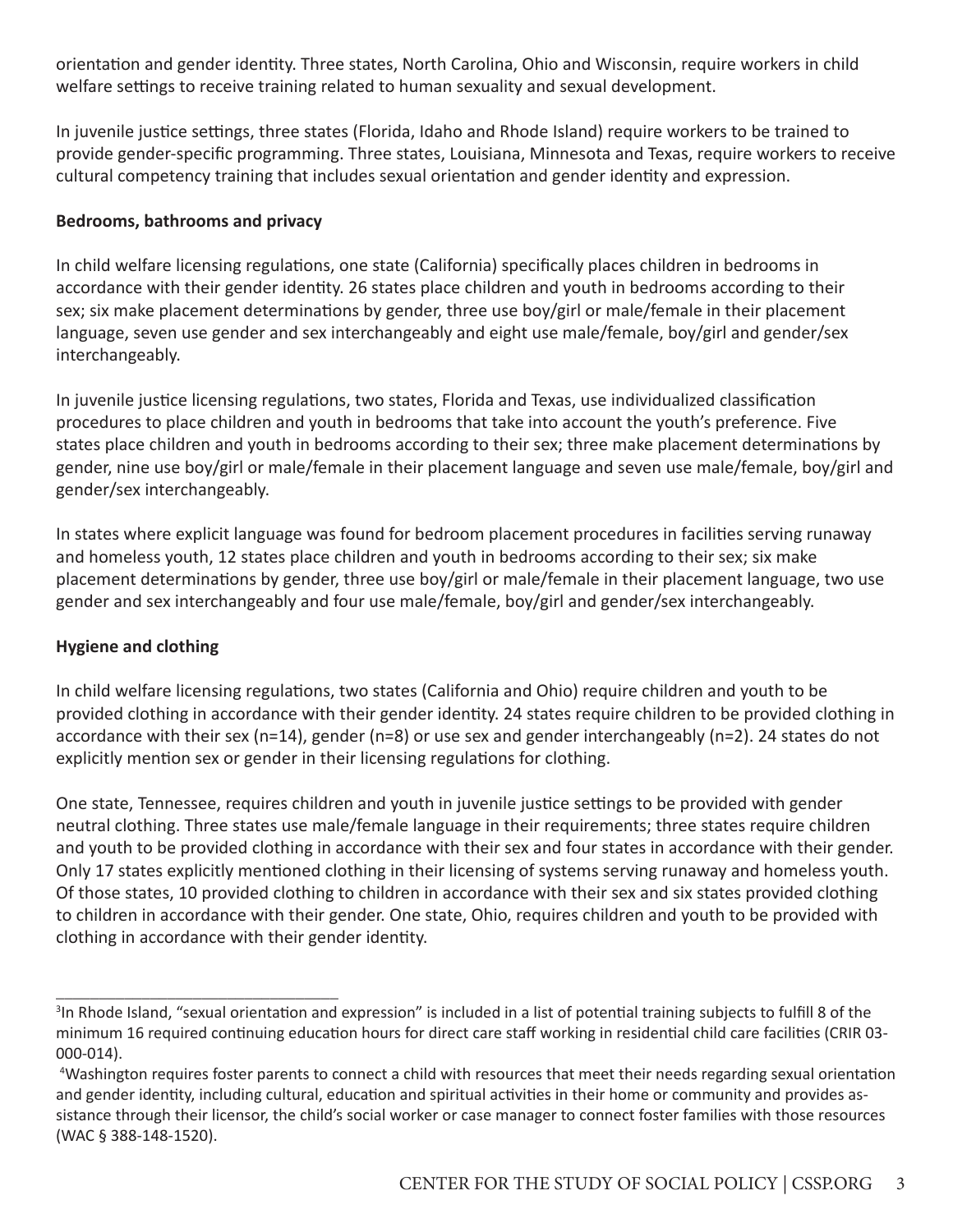orientation and gender identity. Three states, North Carolina, Ohio and Wisconsin, require workers in child welfare settings to receive training related to human sexuality and sexual development.

In juvenile justice settings, three states (Florida, Idaho and Rhode Island) require workers to be trained to provide gender-specific programming. Three states, Louisiana, Minnesota and Texas, require workers to receive cultural competency training that includes sexual orientation and gender identity and expression.

**Bedrooms, bathrooms and privacy**

In child welfare licensing regulations, one state (California) specifically places children in bedrooms in accordance with their gender identity. 26 states place children and youth in bedrooms according to their sex; six make placement determinations by gender, three use boy/girl or male/female in their placement language, seven use gender and sex interchangeably and eight use male/female, boy/girl and gender/sex interchangeably.

In juvenile justice licensing regulations, two states, Florida and Texas, use individualized classification procedures to place children and youth in bedrooms that take into account the youth's preference. Five states place children and youth in bedrooms according to their sex; three make placement determinations by gender, nine use boy/girl or male/female in their placement language and seven use male/female, boy/girl and gender/sex interchangeably.

In states where explicit language was found for bedroom placement procedures in facilities serving runaway and homeless youth, 12 states place children and youth in bedrooms according to their sex; six make placement determinations by gender, three use boy/girl or male/female in their placement language, two use gender and sex interchangeably and four use male/female, boy/girl and gender/sex interchangeably.

**Hygiene and clothing**

In child welfare licensing regulations, two states (California and Ohio) require children and youth to be provided clothing in accordance with their gender identity. 24 states require children to be provided clothing in accordance with their sex (n=14), gender (n=8) or use sex and gender interchangeably (n=2). 24 states do not explicitly mention sex or gender in their licensing regulations for clothing.

One state, Tennessee, requires children and youth in juvenile justice settings to be provided with gender neutral clothing. Three states use male/female language in their requirements; three states require children and youth to be provided clothing in accordance with their sex and four states in accordance with their gender. Only 17 states explicitly mentioned clothing in their licensing of systems serving runaway and homeless youth. Of those states, 10 provided clothing to children in accordance with their sex and six states provided clothing to children in accordance with their gender. One state, Ohio, requires children and youth to be provided with clothing in accordance with their gender identity.

---

[3]In Rhode Island, "sexual orientation and expression" is included in a list of potential training subjects to fulfill 8 of the minimum 16 required continuing education hours for direct care staff working in residential child care facilities (CRIR 03-000-014).

[4]Washington requires foster parents to connect a child with resources that meet their needs regarding sexual orientation and gender identity, including cultural, education and spiritual activities in their home or community and provides assistance through their licensor, the child's social worker or case manager to connect foster families with those resources (WAC § 388-148-1520).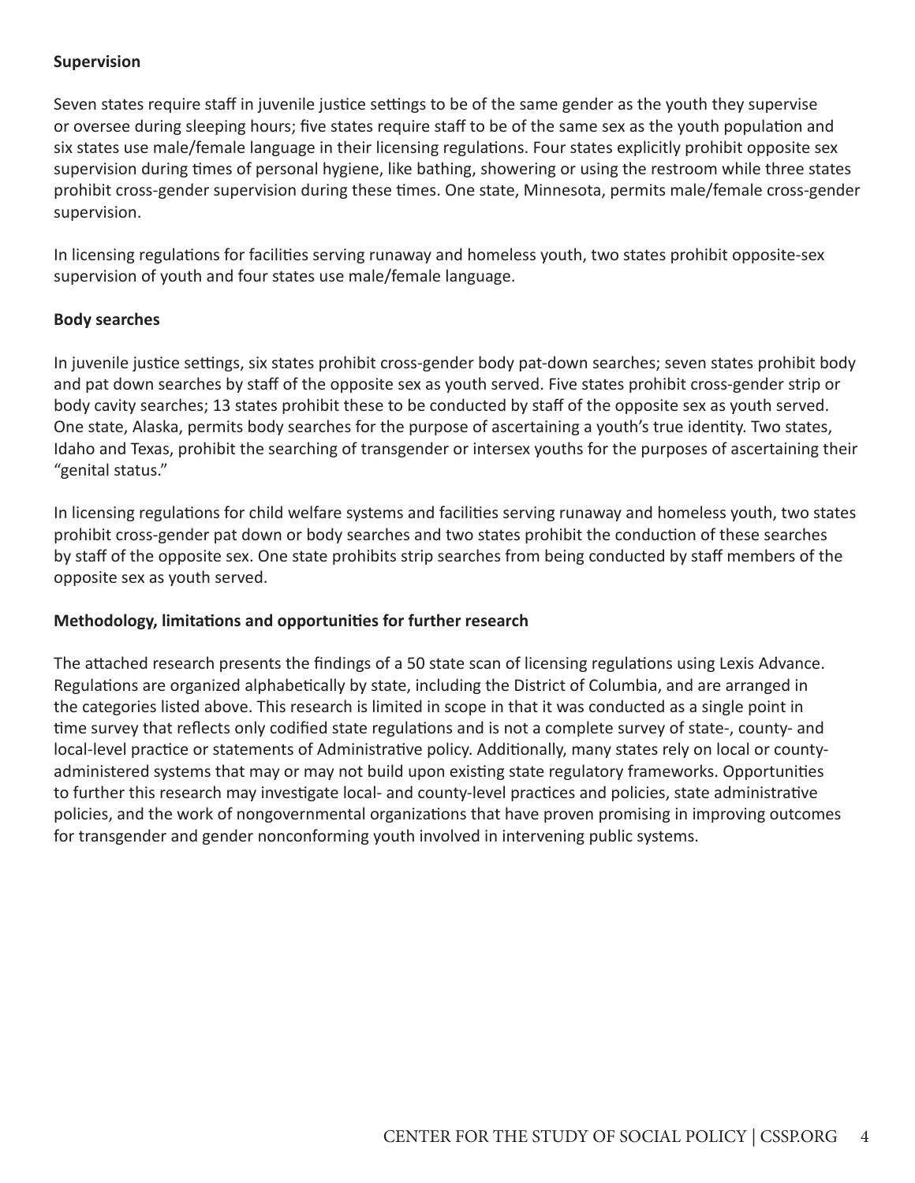**Supervision**

Seven states require staff in juvenile justice settings to be of the same gender as the youth they supervise or oversee during sleeping hours; five states require staff to be of the same sex as the youth population and six states use male/female language in their licensing regulations. Four states explicitly prohibit opposite sex supervision during times of personal hygiene, like bathing, showering or using the restroom while three states prohibit cross-gender supervision during these times. One state, Minnesota, permits male/female cross-gender supervision.

In licensing regulations for facilities serving runaway and homeless youth, two states prohibit opposite-sex supervision of youth and four states use male/female language.

**Body searches**

In juvenile justice settings, six states prohibit cross-gender body pat-down searches; seven states prohibit body and pat down searches by staff of the opposite sex as youth served. Five states prohibit cross-gender strip or body cavity searches; 13 states prohibit these to be conducted by staff of the opposite sex as youth served. One state, Alaska, permits body searches for the purpose of ascertaining a youth's true identity. Two states, Idaho and Texas, prohibit the searching of transgender or intersex youths for the purposes of ascertaining their "genital status."

In licensing regulations for child welfare systems and facilities serving runaway and homeless youth, two states prohibit cross-gender pat down or body searches and two states prohibit the conduction of these searches by staff of the opposite sex. One state prohibits strip searches from being conducted by staff members of the opposite sex as youth served.

**Methodology, limitations and opportunities for further research**

The attached research presents the findings of a 50 state scan of licensing regulations using Lexis Advance. Regulations are organized alphabetically by state, including the District of Columbia, and are arranged in the categories listed above. This research is limited in scope in that it was conducted as a single point in time survey that reflects only codified state regulations and is not a complete survey of state-, county- and local-level practice or statements of Administrative policy. Additionally, many states rely on local or county-administered systems that may or may not build upon existing state regulatory frameworks. Opportunities to further this research may investigate local- and county-level practices and policies, state administrative policies, and the work of nongovernmental organizations that have proven promising in improving outcomes for transgender and gender nonconforming youth involved in intervening public systems.